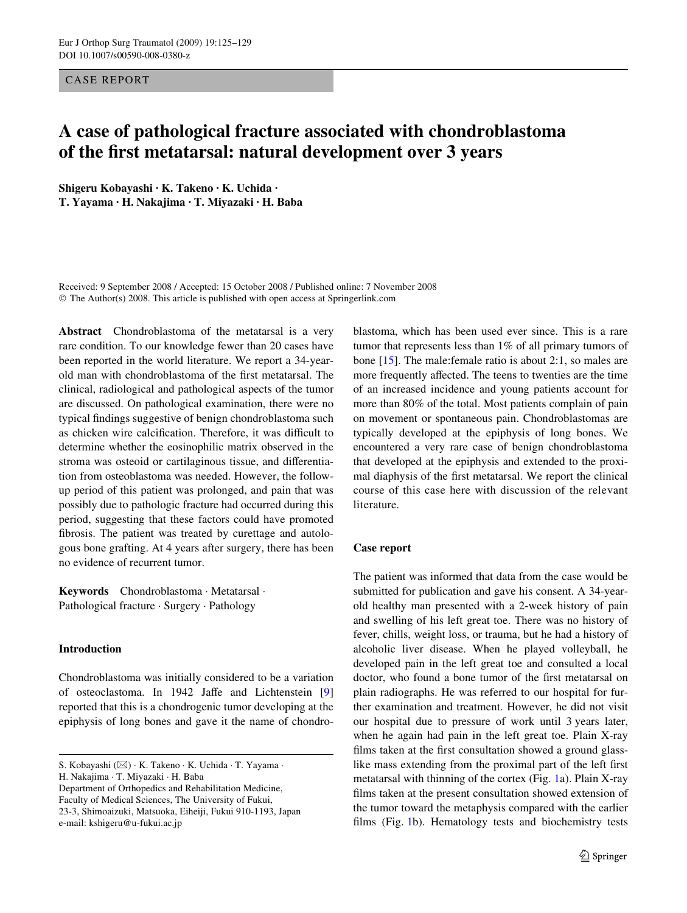CASE REPORT

# A case of pathological fracture associated with chondroblastoma of the first metatarsal: natural development over 3 years

**Shigeru Kobayashi · K. Takeno · K. Uchida · T. Yayama · H. Nakajima · T. Miyazaki · H. Baba**

Received: 9 September 2008 / Accepted: 15 October 2008 / Published online: 7 November 2008
© The Author(s) 2008. This article is published with open access at Springerlink.com

**Abstract** Chondroblastoma of the metatarsal is a very rare condition. To our knowledge fewer than 20 cases have been reported in the world literature. We report a 34-year-old man with chondroblastoma of the first metatarsal. The clinical, radiological and pathological aspects of the tumor are discussed. On pathological examination, there were no typical findings suggestive of benign chondroblastoma such as chicken wire calcification. Therefore, it was difficult to determine whether the eosinophilic matrix observed in the stroma was osteoid or cartilaginous tissue, and differentiation from osteoblastoma was needed. However, the follow-up period of this patient was prolonged, and pain that was possibly due to pathologic fracture had occurred during this period, suggesting that these factors could have promoted fibrosis. The patient was treated by curettage and autologous bone grafting. At 4 years after surgery, there has been no evidence of recurrent tumor.

**Keywords** Chondroblastoma · Metatarsal · Pathological fracture · Surgery · Pathology

S. Kobayashi (✉) · K. Takeno · K. Uchida · T. Yayama · H. Nakajima · T. Miyazaki · H. Baba
Department of Orthopedics and Rehabilitation Medicine, Faculty of Medical Sciences, The University of Fukui, 23-3, Shimoaizuki, Matsuoka, Eiheiji, Fukui 910-1193, Japan
e-mail: kshigeru@u-fukui.ac.jp

## Introduction

Chondroblastoma was initially considered to be a variation of osteoclastoma. In 1942 Jaffe and Lichtenstein [9] reported that this is a chondrogenic tumor developing at the epiphysis of long bones and gave it the name of chondroblastoma, which has been used ever since. This is a rare tumor that represents less than 1% of all primary tumors of bone [15]. The male:female ratio is about 2:1, so males are more frequently affected. The teens to twenties are the time of an increased incidence and young patients account for more than 80% of the total. Most patients complain of pain on movement or spontaneous pain. Chondroblastomas are typically developed at the epiphysis of long bones. We encountered a very rare case of benign chondroblastoma that developed at the epiphysis and extended to the proximal diaphysis of the first metatarsal. We report the clinical course of this case here with discussion of the relevant literature.

## Case report

The patient was informed that data from the case would be submitted for publication and gave his consent. A 34-year-old healthy man presented with a 2-week history of pain and swelling of his left great toe. There was no history of fever, chills, weight loss, or trauma, but he had a history of alcoholic liver disease. When he played volleyball, he developed pain in the left great toe and consulted a local doctor, who found a bone tumor of the first metatarsal on plain radiographs. He was referred to our hospital for further examination and treatment. However, he did not visit our hospital due to pressure of work until 3 years later, when he again had pain in the left great toe. Plain X-ray films taken at the first consultation showed a ground glass-like mass extending from the proximal part of the left first metatarsal with thinning of the cortex (Fig. 1a). Plain X-ray films taken at the present consultation showed extension of the tumor toward the metaphysis compared with the earlier films (Fig. 1b). Hematology tests and biochemistry tests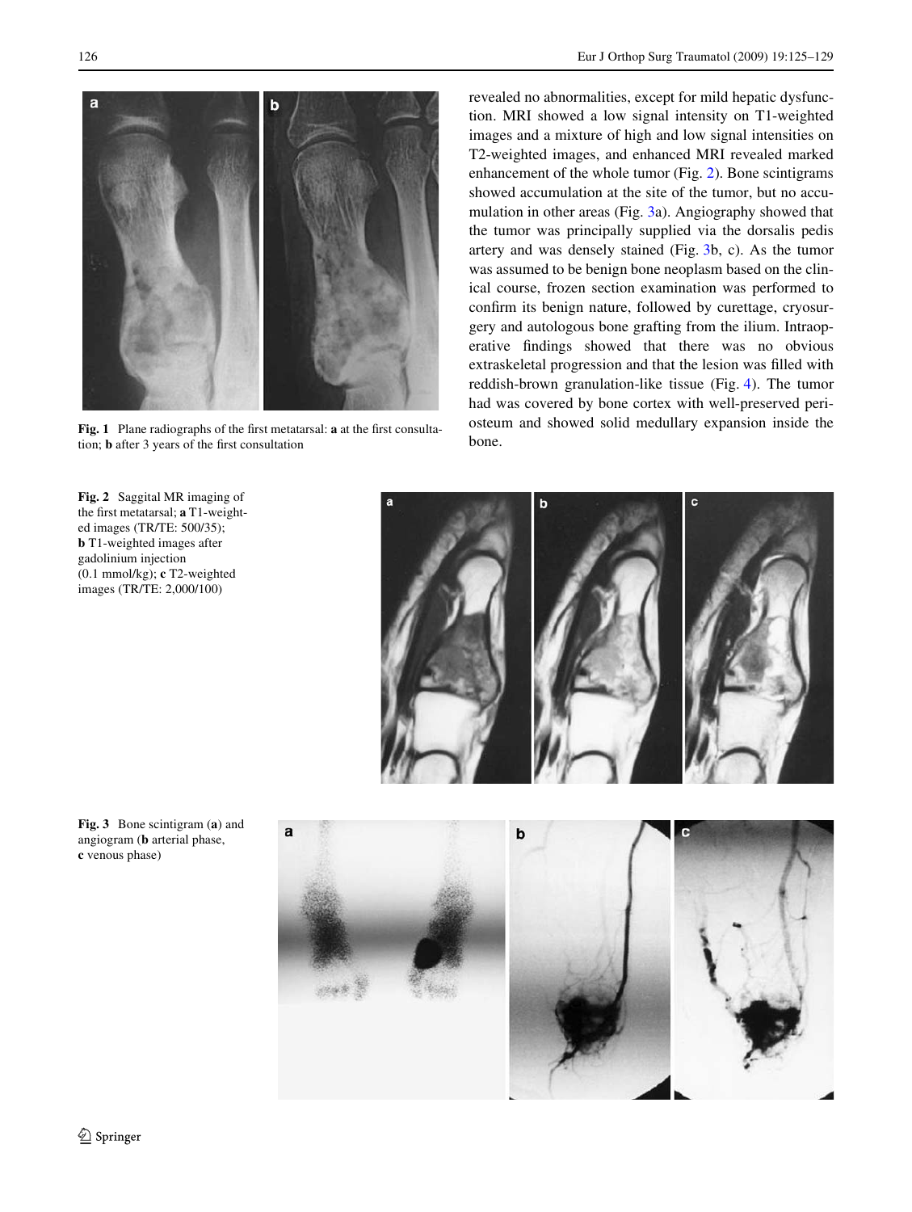Fig. 1 Plane radiographs of the first metatarsal: **a** at the first consultation; **b** after 3 years of the first consultation

revealed no abnormalities, except for mild hepatic dysfunction. MRI showed a low signal intensity on T1-weighted images and a mixture of high and low signal intensities on T2-weighted images, and enhanced MRI revealed marked enhancement of the whole tumor (Fig. 2). Bone scintigrams showed accumulation at the site of the tumor, but no accumulation in other areas (Fig. 3a). Angiography showed that the tumor was principally supplied via the dorsalis pedis artery and was densely stained (Fig. 3b, c). As the tumor was assumed to be benign bone neoplasm based on the clinical course, frozen section examination was performed to confirm its benign nature, followed by curettage, cryosurgery and autologous bone grafting from the ilium. Intraoperative findings showed that there was no obvious extraskeletal progression and that the lesion was filled with reddish-brown granulation-like tissue (Fig. 4). The tumor had was covered by bone cortex with well-preserved periosteum and showed solid medullary expansion inside the bone.

Fig. 2 Saggital MR imaging of the first metatarsal; **a** T1-weighted images (TR/TE: 500/35); **b** T1-weighted images after gadolinium injection (0.1 mmol/kg); **c** T2-weighted images (TR/TE: 2,000/100)

Fig. 3 Bone scintigram (**a**) and angiogram (**b** arterial phase, **c** venous phase)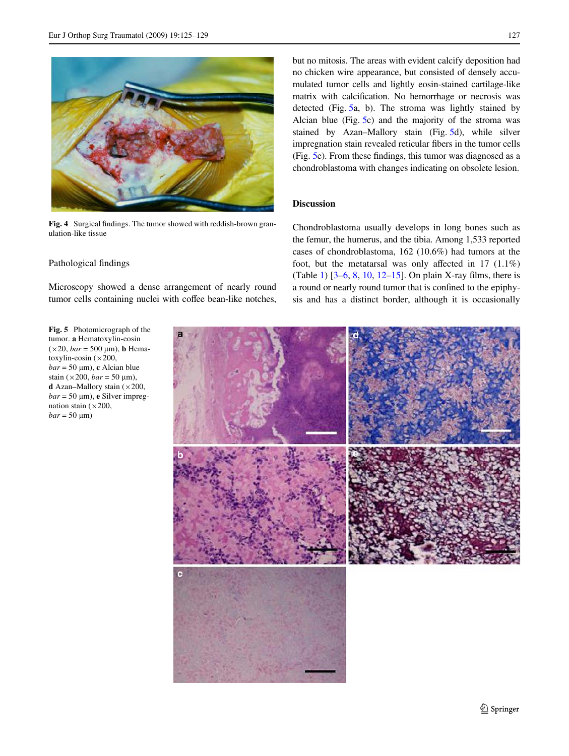Fig. 4 Surgical findings. The tumor showed with reddish-brown granulation-like tissue

### Pathological findings

Microscopy showed a dense arrangement of nearly round tumor cells containing nuclei with coffee bean-like notches, but no mitosis. The areas with evident calcify deposition had no chicken wire appearance, but consisted of densely accumulated tumor cells and lightly eosin-stained cartilage-like matrix with calcification. No hemorrhage or necrosis was detected (Fig. 5a, b). The stroma was lightly stained by Alcian blue (Fig. 5c) and the majority of the stroma was stained by Azan–Mallory stain (Fig. 5d), while silver impregnation stain revealed reticular fibers in the tumor cells (Fig. 5e). From these findings, this tumor was diagnosed as a chondroblastoma with changes indicating on obsolete lesion.

## Discussion

Chondroblastoma usually develops in long bones such as the femur, the humerus, and the tibia. Among 1,533 reported cases of chondroblastoma, 162 (10.6%) had tumors at the foot, but the metatarsal was only affected in 17 (1.1%) (Table 1) [3–6, 8, 10, 12–15]. On plain X-ray films, there is a round or nearly round tumor that is confined to the epiphysis and has a distinct border, although it is occasionally

**Fig. 5** Photomicrograph of the tumor. **a** Hematoxylin-eosin (×20, *bar* = 500 μm), **b** Hematoxylin-eosin (×200, *bar* = 50 μm), **c** Alcian blue stain (×200, *bar* = 50 μm), **d** Azan–Mallory stain (×200, *bar* = 50 μm), **e** Silver impregnation stain (×200, *bar* = 50 μm)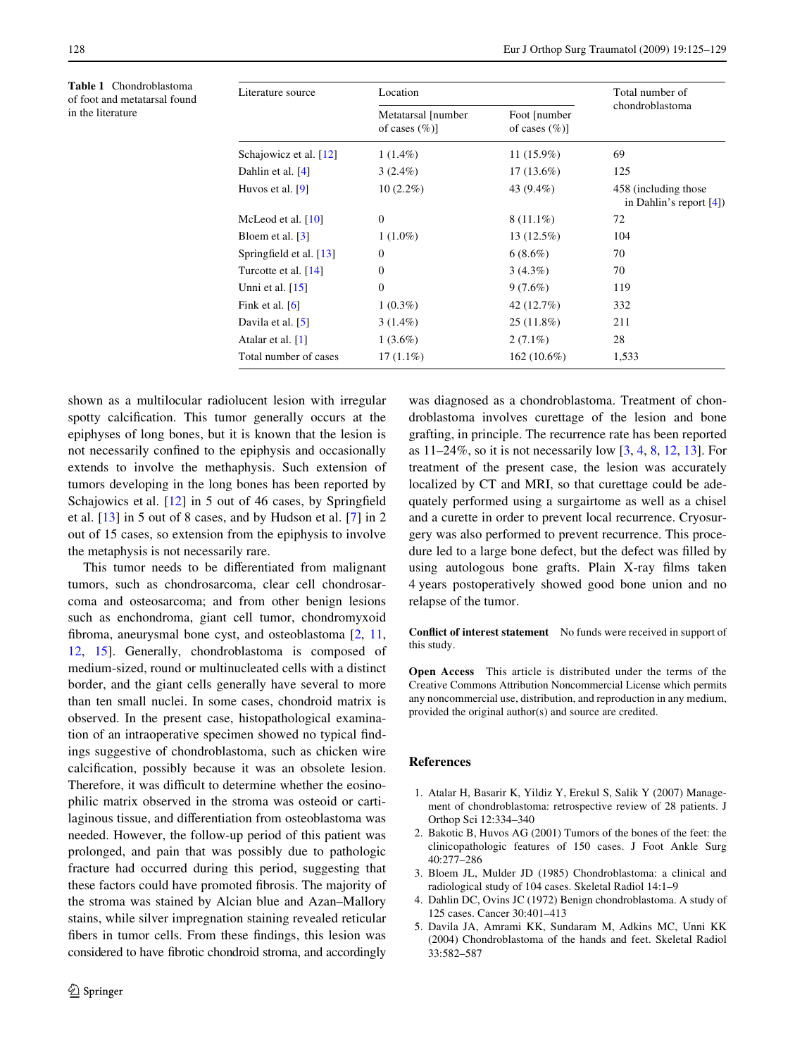**Table 1** Chondroblastoma of foot and metatarsal found in the literature

| Literature source | Location | | Total number of chondroblastoma |
|---|---|---|---|
| | Metatarsal [number of cases (%)] | Foot [number of cases (%)] | |
| Schajowicz et al. [12] | 1 (1.4%) | 11 (15.9%) | 69 |
| Dahlin et al. [4] | 3 (2.4%) | 17 (13.6%) | 125 |
| Huvos et al. [9] | 10 (2.2%) | 43 (9.4%) | 458 (including those in Dahlin's report [4]) |
| McLeod et al. [10] | 0 | 8 (11.1%) | 72 |
| Bloem et al. [3] | 1 (1.0%) | 13 (12.5%) | 104 |
| Springfield et al. [13] | 0 | 6 (8.6%) | 70 |
| Turcotte et al. [14] | 0 | 3 (4.3%) | 70 |
| Unni et al. [15] | 0 | 9 (7.6%) | 119 |
| Fink et al. [6] | 1 (0.3%) | 42 (12.7%) | 332 |
| Davila et al. [5] | 3 (1.4%) | 25 (11.8%) | 211 |
| Atalar et al. [1] | 1 (3.6%) | 2 (7.1%) | 28 |
| Total number of cases | 17 (1.1%) | 162 (10.6%) | 1,533 |

shown as a multilocular radiolucent lesion with irregular spotty calcification. This tumor generally occurs at the epiphyses of long bones, but it is known that the lesion is not necessarily confined to the epiphysis and occasionally extends to involve the methaphysis. Such extension of tumors developing in the long bones has been reported by Schajowics et al. [12] in 5 out of 46 cases, by Springfield et al. [13] in 5 out of 8 cases, and by Hudson et al. [7] in 2 out of 15 cases, so extension from the epiphysis to involve the metaphysis is not necessarily rare.

This tumor needs to be differentiated from malignant tumors, such as chondrosarcoma, clear cell chondrosarcoma and osteosarcoma; and from other benign lesions such as enchondroma, giant cell tumor, chondromyxoid fibroma, aneurysmal bone cyst, and osteoblastoma [2, 11, 12, 15]. Generally, chondroblastoma is composed of medium-sized, round or multinucleated cells with a distinct border, and the giant cells generally have several to more than ten small nuclei. In some cases, chondroid matrix is observed. In the present case, histopathological examination of an intraoperative specimen showed no typical findings suggestive of chondroblastoma, such as chicken wire calcification, possibly because it was an obsolete lesion. Therefore, it was difficult to determine whether the eosinophilic matrix observed in the stroma was osteoid or cartilaginous tissue, and differentiation from osteoblastoma was needed. However, the follow-up period of this patient was prolonged, and pain that was possibly due to pathologic fracture had occurred during this period, suggesting that these factors could have promoted fibrosis. The majority of the stroma was stained by Alcian blue and Azan–Mallory stains, while silver impregnation staining revealed reticular fibers in tumor cells. From these findings, this lesion was considered to have fibrotic chondroid stroma, and accordingly was diagnosed as a chondroblastoma. Treatment of chondroblastoma involves curettage of the lesion and bone grafting, in principle. The recurrence rate has been reported as 11–24%, so it is not necessarily low [3, 4, 8, 12, 13]. For treatment of the present case, the lesion was accurately localized by CT and MRI, so that curettage could be adequately performed using a surgairtome as well as a chisel and a curette in order to prevent local recurrence. Cryosurgery was also performed to prevent recurrence. This procedure led to a large bone defect, but the defect was filled by using autologous bone grafts. Plain X-ray films taken 4 years postoperatively showed good bone union and no relapse of the tumor.

**Conflict of interest statement** No funds were received in support of this study.

**Open Access** This article is distributed under the terms of the Creative Commons Attribution Noncommercial License which permits any noncommercial use, distribution, and reproduction in any medium, provided the original author(s) and source are credited.

## References

1. Atalar H, Basarir K, Yildiz Y, Erekul S, Salik Y (2007) Management of chondroblastoma: retrospective review of 28 patients. J Orthop Sci 12:334–340
2. Bakotic B, Huvos AG (2001) Tumors of the bones of the feet: the clinicopathologic features of 150 cases. J Foot Ankle Surg 40:277–286
3. Bloem JL, Mulder JD (1985) Chondroblastoma: a clinical and radiological study of 104 cases. Skeletal Radiol 14:1–9
4. Dahlin DC, Ovins JC (1972) Benign chondroblastoma. A study of 125 cases. Cancer 30:401–413
5. Davila JA, Amrami KK, Sundaram M, Adkins MC, Unni KK (2004) Chondroblastoma of the hands and feet. Skeletal Radiol 33:582–587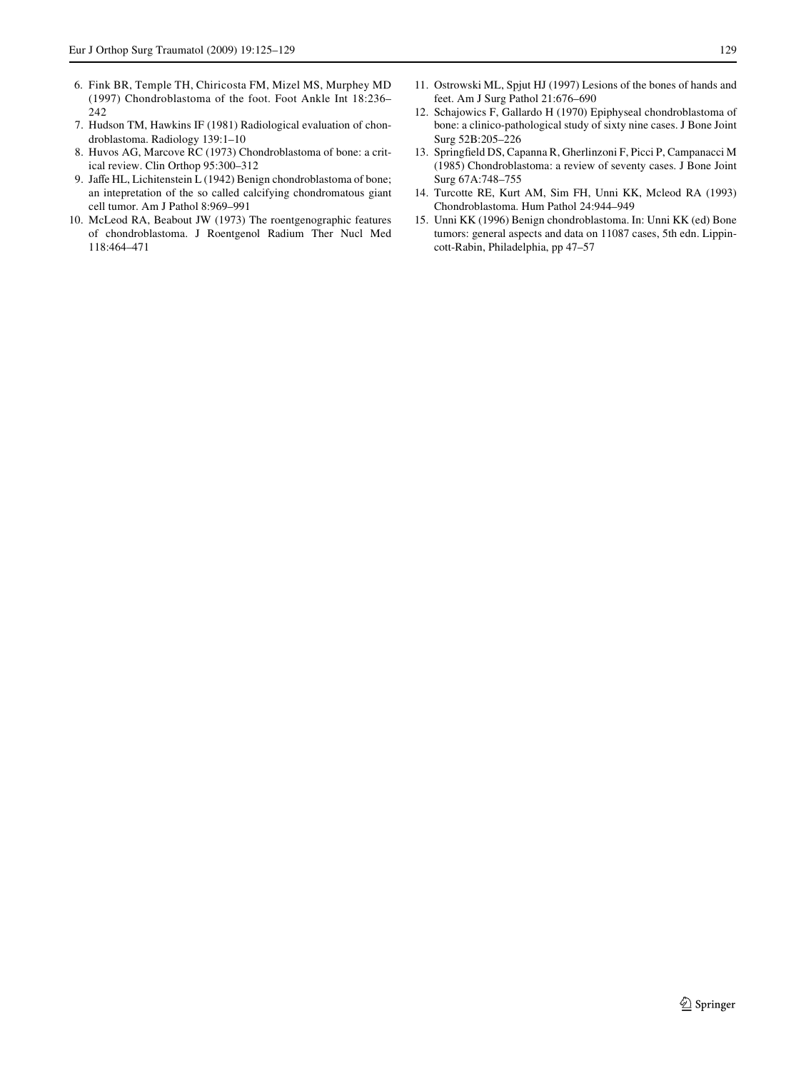6. Fink BR, Temple TH, Chiricosta FM, Mizel MS, Murphey MD (1997) Chondroblastoma of the foot. Foot Ankle Int 18:236–242
7. Hudson TM, Hawkins IF (1981) Radiological evaluation of chondroblastoma. Radiology 139:1–10
8. Huvos AG, Marcove RC (1973) Chondroblastoma of bone: a critical review. Clin Orthop 95:300–312
9. Jaffe HL, Lichitenstein L (1942) Benign chondroblastoma of bone; an intepretation of the so called calcifying chondromatous giant cell tumor. Am J Pathol 8:969–991
10. McLeod RA, Beabout JW (1973) The roentgenographic features of chondroblastoma. J Roentgenol Radium Ther Nucl Med 118:464–471
11. Ostrowski ML, Spjut HJ (1997) Lesions of the bones of hands and feet. Am J Surg Pathol 21:676–690
12. Schajowics F, Gallardo H (1970) Epiphyseal chondroblastoma of bone: a clinico-pathological study of sixty nine cases. J Bone Joint Surg 52B:205–226
13. Springfield DS, Capanna R, Gherlinzoni F, Picci P, Campanacci M (1985) Chondroblastoma: a review of seventy cases. J Bone Joint Surg 67A:748–755
14. Turcotte RE, Kurt AM, Sim FH, Unni KK, Mcleod RA (1993) Chondroblastoma. Hum Pathol 24:944–949
15. Unni KK (1996) Benign chondroblastoma. In: Unni KK (ed) Bone tumors: general aspects and data on 11087 cases, 5th edn. Lippincott-Rabin, Philadelphia, pp 47–57